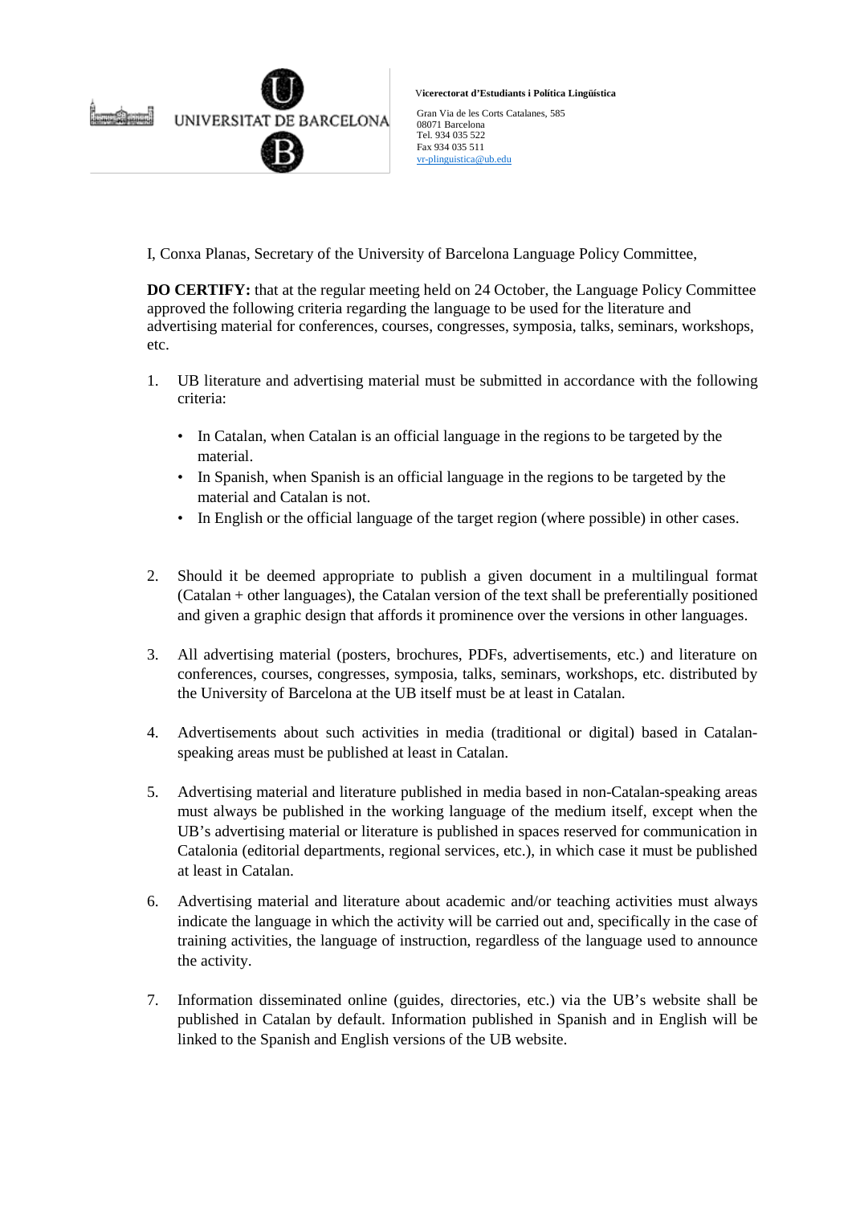UNIVERSITAT DE BARCELONA

**Vicerectorat d'Estudiants i Política Lingüística**

Gran Via de les Corts Catalanes, 585
08071 Barcelona
Tel. 934 035 522
Fax 934 035 511
vr-plinguistica@ub.edu

I, Conxa Planas, Secretary of the University of Barcelona Language Policy Committee,

**DO CERTIFY:** that at the regular meeting held on 24 October, the Language Policy Committee approved the following criteria regarding the language to be used for the literature and advertising material for conferences, courses, congresses, symposia, talks, seminars, workshops, etc.

1. UB literature and advertising material must be submitted in accordance with the following criteria:
   - In Catalan, when Catalan is an official language in the regions to be targeted by the material.
   - In Spanish, when Spanish is an official language in the regions to be targeted by the material and Catalan is not.
   - In English or the official language of the target region (where possible) in other cases.

2. Should it be deemed appropriate to publish a given document in a multilingual format (Catalan + other languages), the Catalan version of the text shall be preferentially positioned and given a graphic design that affords it prominence over the versions in other languages.

3. All advertising material (posters, brochures, PDFs, advertisements, etc.) and literature on conferences, courses, congresses, symposia, talks, seminars, workshops, etc. distributed by the University of Barcelona at the UB itself must be at least in Catalan.

4. Advertisements about such activities in media (traditional or digital) based in Catalan-speaking areas must be published at least in Catalan.

5. Advertising material and literature published in media based in non-Catalan-speaking areas must always be published in the working language of the medium itself, except when the UB's advertising material or literature is published in spaces reserved for communication in Catalonia (editorial departments, regional services, etc.), in which case it must be published at least in Catalan.

6. Advertising material and literature about academic and/or teaching activities must always indicate the language in which the activity will be carried out and, specifically in the case of training activities, the language of instruction, regardless of the language used to announce the activity.

7. Information disseminated online (guides, directories, etc.) via the UB's website shall be published in Catalan by default. Information published in Spanish and in English will be linked to the Spanish and English versions of the UB website.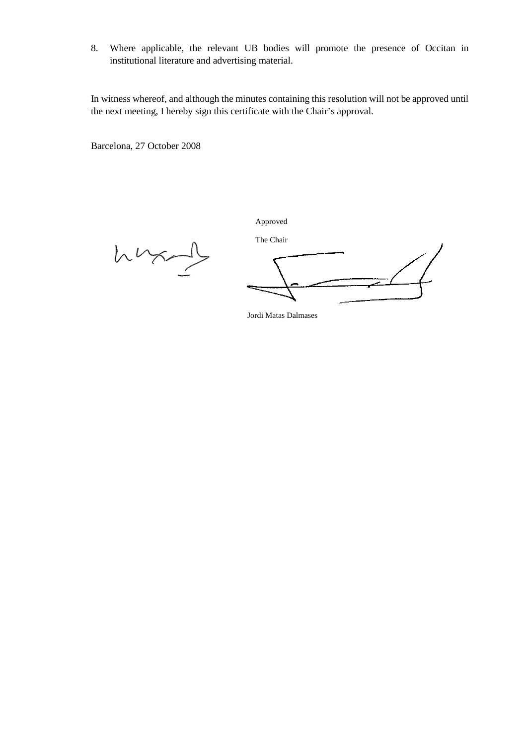8. Where applicable, the relevant UB bodies will promote the presence of Occitan in institutional literature and advertising material.

In witness whereof, and although the minutes containing this resolution will not be approved until the next meeting, I hereby sign this certificate with the Chair's approval.

Barcelona, 27 October 2008

Approved

The Chair

Jordi Matas Dalmases